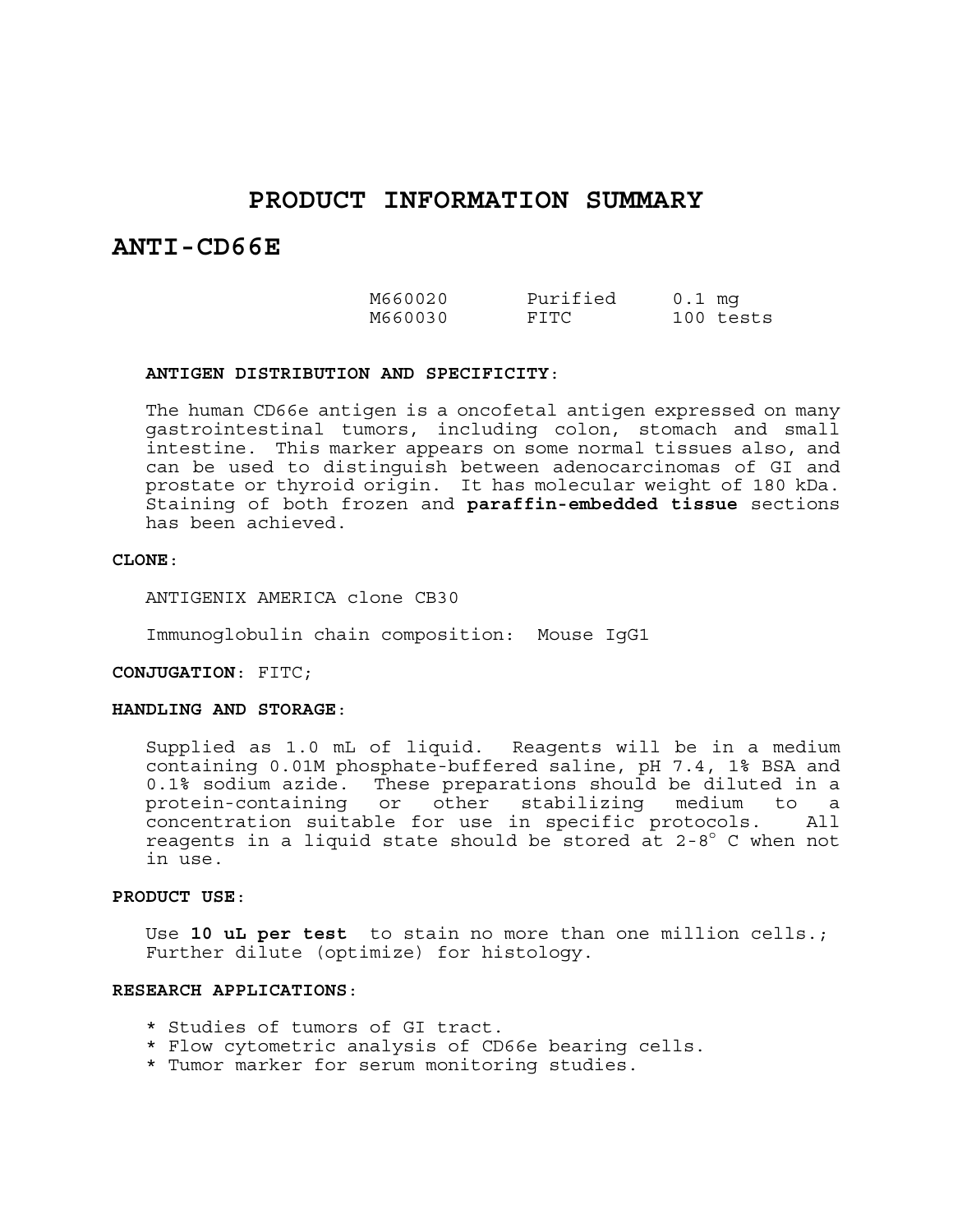# PRODUCT INFORMATION SUMMARY

## ANTI-CD66E

| | | |
|---|---|---|
| M660020 | Purified | 0.1 mg |
| M660030 | FITC | 100 tests |

**ANTIGEN DISTRIBUTION AND SPECIFICITY**:

The human CD66e antigen is a oncofetal antigen expressed on many gastrointestinal tumors, including colon, stomach and small intestine. This marker appears on some normal tissues also, and can be used to distinguish between adenocarcinomas of GI and prostate or thyroid origin. It has molecular weight of 180 kDa. Staining of both frozen and **paraffin-embedded tissue** sections has been achieved.

**CLONE**:

ANTIGENIX AMERICA clone CB30

Immunoglobulin chain composition: Mouse IgG1

**CONJUGATION**: FITC;

**HANDLING AND STORAGE**:

Supplied as 1.0 mL of liquid. Reagents will be in a medium containing 0.01M phosphate-buffered saline, pH 7.4, 1% BSA and 0.1% sodium azide. These preparations should be diluted in a protein-containing or other stabilizing medium to a concentration suitable for use in specific protocols. All reagents in a liquid state should be stored at 2-8° C when not in use.

**PRODUCT USE**:

Use **10 uL per test** to stain no more than one million cells.; Further dilute (optimize) for histology.

**RESEARCH APPLICATIONS**:

* Studies of tumors of GI tract.
* Flow cytometric analysis of CD66e bearing cells.
* Tumor marker for serum monitoring studies.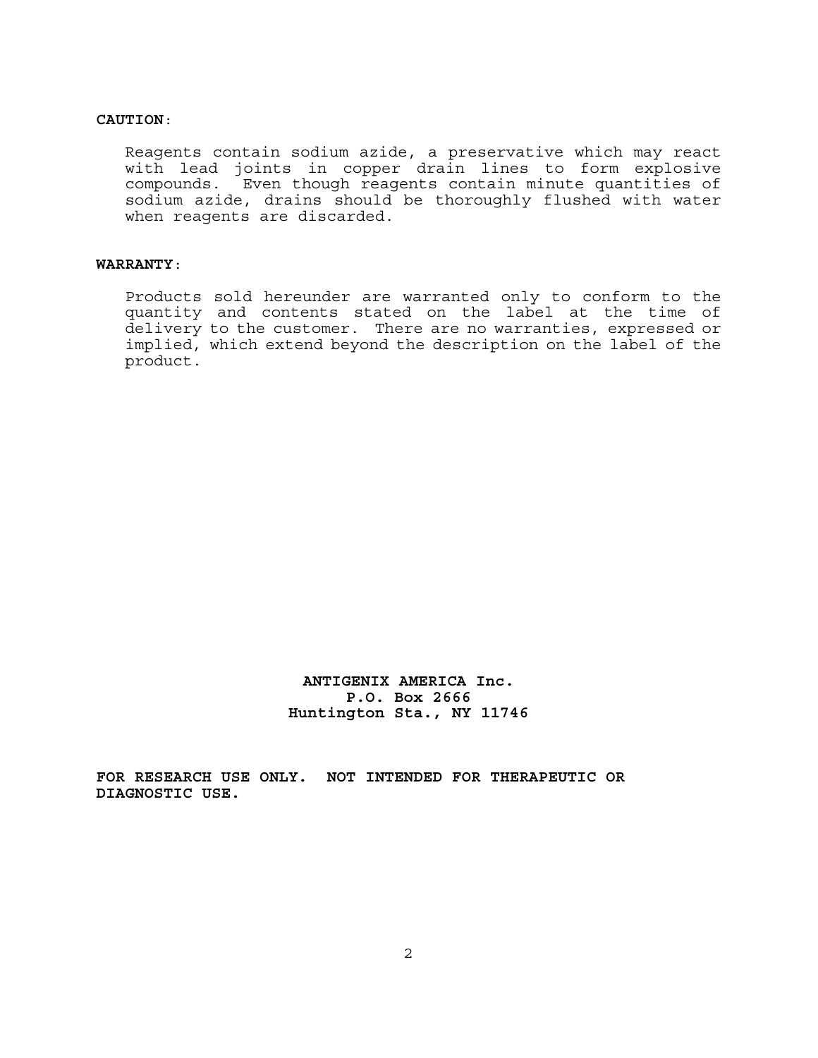**CAUTION:**

Reagents contain sodium azide, a preservative which may react with lead joints in copper drain lines to form explosive compounds. Even though reagents contain minute quantities of sodium azide, drains should be thoroughly flushed with water when reagents are discarded.

**WARRANTY:**

Products sold hereunder are warranted only to conform to the quantity and contents stated on the label at the time of delivery to the customer. There are no warranties, expressed or implied, which extend beyond the description on the label of the product.

**ANTIGENIX AMERICA Inc.**
**P.O. Box 2666**
**Huntington Sta., NY 11746**

**FOR RESEARCH USE ONLY. NOT INTENDED FOR THERAPEUTIC OR DIAGNOSTIC USE.**